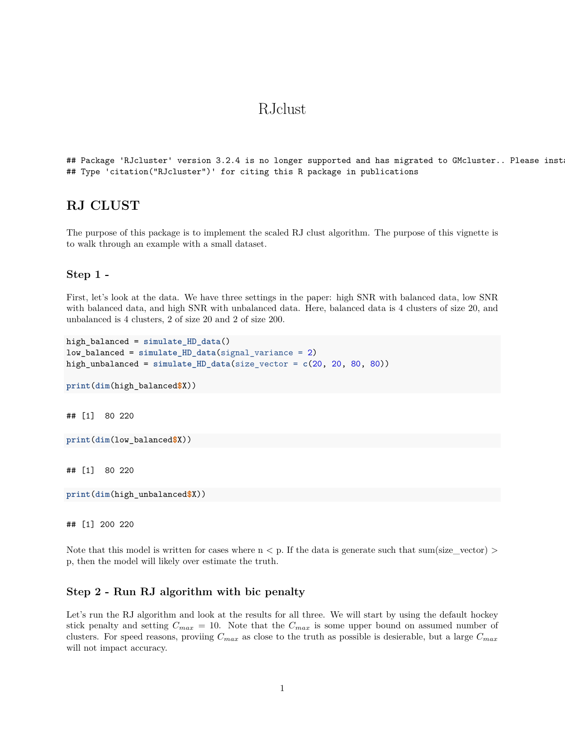# RJclust

```
## Package 'RJcluster' version 3.2.4 is no longer supported and has migrated to GMcluster.. Please insta
## Type 'citation("RJcluster")' for citing this R package in publications
```

## RJ CLUST

The purpose of this package is to implement the scaled RJ clust algorithm. The purpose of this vignette is to walk through an example with a small dataset.

### Step 1 -

First, let's look at the data. We have three settings in the paper: high SNR with balanced data, low SNR with balanced data, and high SNR with unbalanced data. Here, balanced data is 4 clusters of size 20, and unbalanced is 4 clusters, 2 of size 20 and 2 of size 200.

```r
high_balanced = simulate_HD_data()
low_balanced = simulate_HD_data(signal_variance = 2)
high_unbalanced = simulate_HD_data(size_vector = c(20, 20, 80, 80))

print(dim(high_balanced$X))
```

```
## [1]  80 220
```

```r
print(dim(low_balanced$X))
```

```
## [1]  80 220
```

```r
print(dim(high_unbalanced$X))
```

```
## [1] 200 220
```

Note that this model is written for cases where n < p. If the data is generate such that sum(size_vector) > p, then the model will likely over estimate the truth.

### Step 2 - Run RJ algorithm with bic penalty

Let's run the RJ algorithm and look at the results for all three. We will start by using the default hockey stick penalty and setting $C_{max} = 10$. Note that the $C_{max}$ is some upper bound on assumed number of clusters. For speed reasons, proviing $C_{max}$ as close to the truth as possible is desierable, but a large $C_{max}$ will not impact accuracy.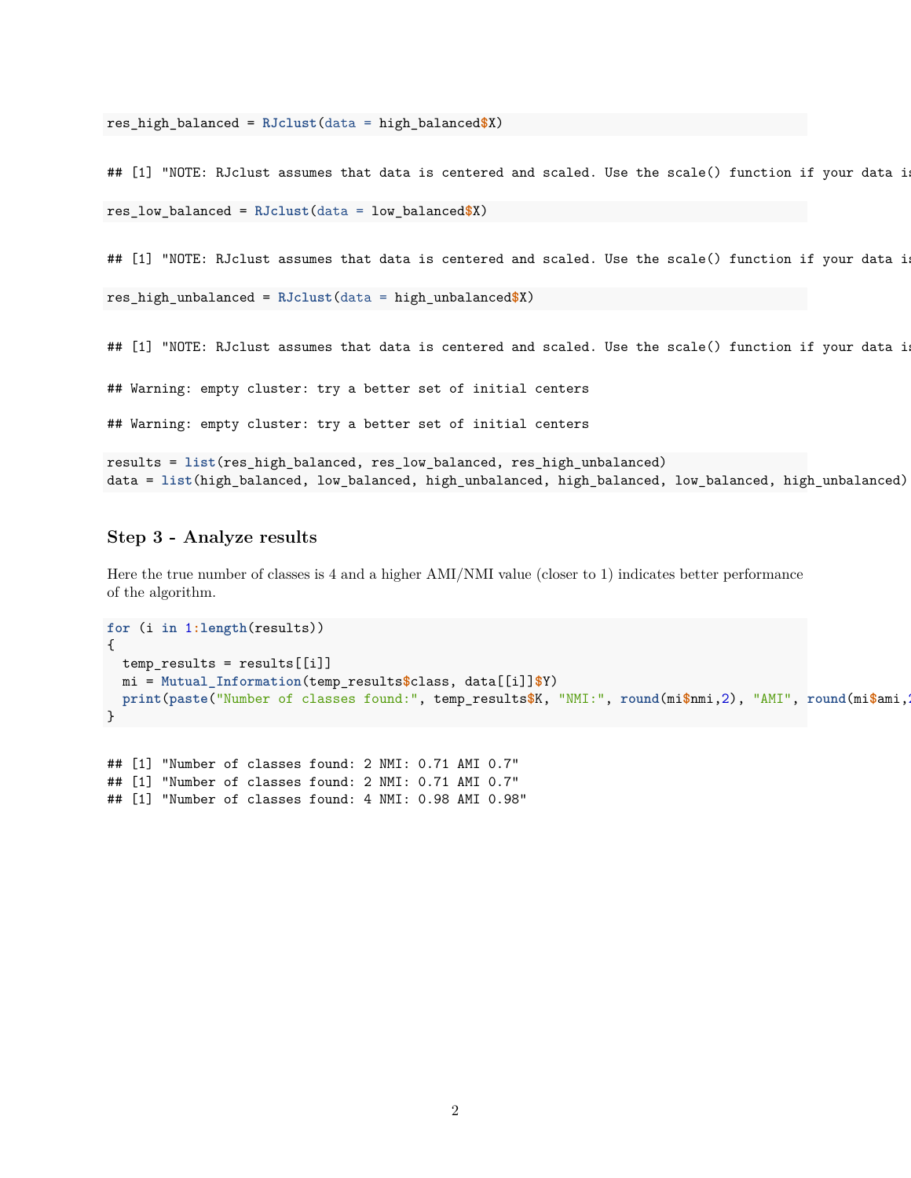```
res_high_balanced = RJclust(data = high_balanced$X)
```

```
## [1] "NOTE: RJclust assumes that data is centered and scaled. Use the scale() function if your data is
```

```
res_low_balanced = RJclust(data = low_balanced$X)
```

```
## [1] "NOTE: RJclust assumes that data is centered and scaled. Use the scale() function if your data is
```

```
res_high_unbalanced = RJclust(data = high_unbalanced$X)
```

```
## [1] "NOTE: RJclust assumes that data is centered and scaled. Use the scale() function if your data is
```

```
## Warning: empty cluster: try a better set of initial centers
```

```
## Warning: empty cluster: try a better set of initial centers
```

```
results = list(res_high_balanced, res_low_balanced, res_high_unbalanced)
data = list(high_balanced, low_balanced, high_unbalanced, high_balanced, low_balanced, high_unbalanced)
```

### Step 3 - Analyze results

Here the true number of classes is 4 and a higher AMI/NMI value (closer to 1) indicates better performance of the algorithm.

```
for (i in 1:length(results))
{
  temp_results = results[[i]]
  mi = Mutual_Information(temp_results$class, data[[i]]$Y)
  print(paste("Number of classes found:", temp_results$K, "NMI:", round(mi$nmi,2), "AMI", round(mi$ami,2
}
```

```
## [1] "Number of classes found: 2 NMI: 0.71 AMI 0.7"
## [1] "Number of classes found: 2 NMI: 0.71 AMI 0.7"
## [1] "Number of classes found: 4 NMI: 0.98 AMI 0.98"
```